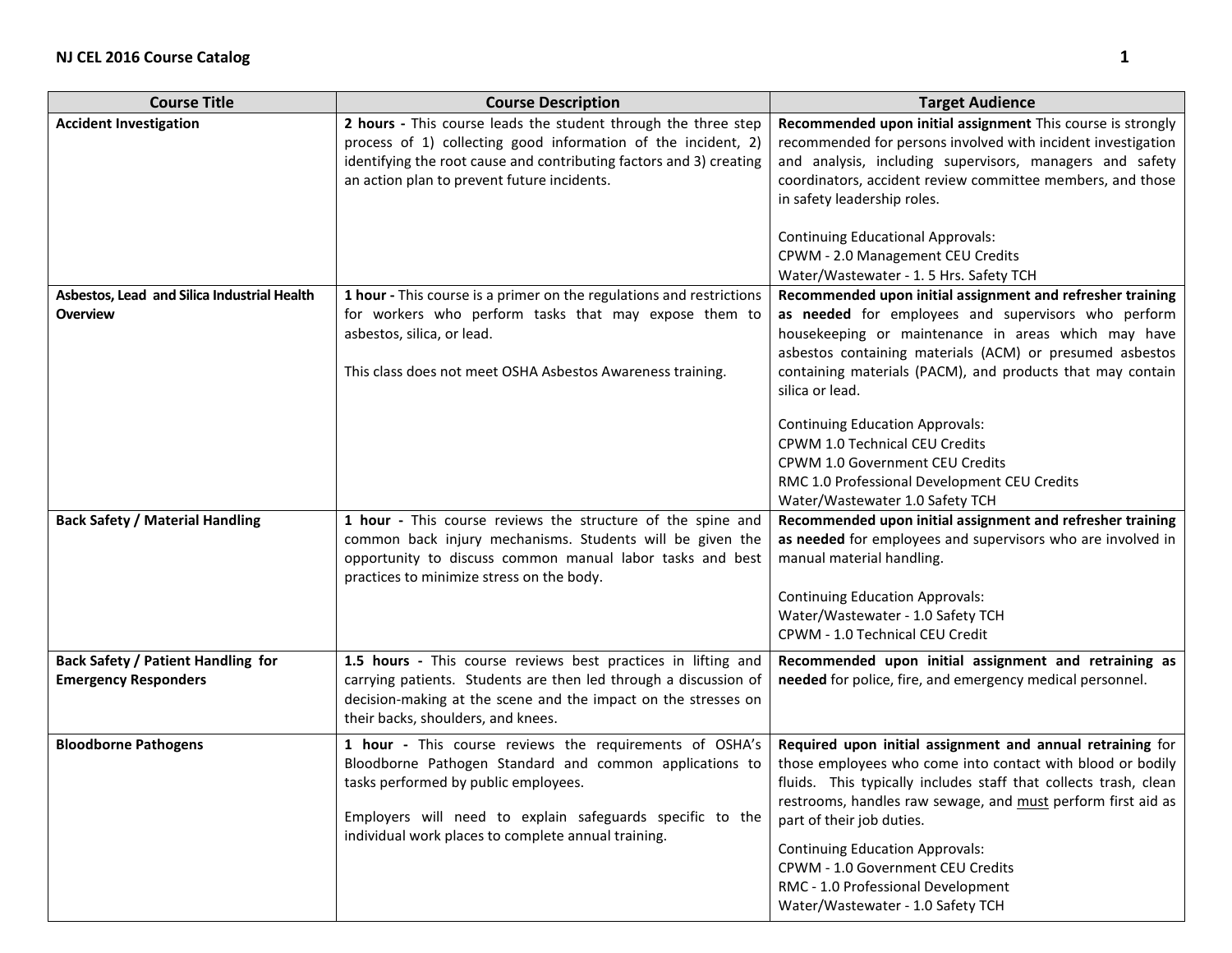| Course Title | Course Description | Target Audience |
|---|---|---|
| **Accident Investigation** | **2 hours -** This course leads the student through the three step process of 1) collecting good information of the incident, 2) identifying the root cause and contributing factors and 3) creating an action plan to prevent future incidents. | **Recommended upon initial assignment** This course is strongly recommended for persons involved with incident investigation and analysis, including supervisors, managers and safety coordinators, accident review committee members, and those in safety leadership roles.<br><br>Continuing Educational Approvals:<br>CPWM - 2.0 Management CEU Credits<br>Water/Wastewater - 1. 5 Hrs. Safety TCH |
| **Asbestos, Lead and Silica Industrial Health Overview** | **1 hour -** This course is a primer on the regulations and restrictions for workers who perform tasks that may expose them to asbestos, silica, or lead.<br><br>This class does not meet OSHA Asbestos Awareness training. | **Recommended upon initial assignment and refresher training as needed** for employees and supervisors who perform housekeeping or maintenance in areas which may have asbestos containing materials (ACM) or presumed asbestos containing materials (PACM), and products that may contain silica or lead.<br><br>Continuing Education Approvals:<br>CPWM 1.0 Technical CEU Credits<br>CPWM 1.0 Government CEU Credits<br>RMC 1.0 Professional Development CEU Credits<br>Water/Wastewater 1.0 Safety TCH |
| **Back Safety / Material Handling** | **1 hour -** This course reviews the structure of the spine and common back injury mechanisms. Students will be given the opportunity to discuss common manual labor tasks and best practices to minimize stress on the body. | **Recommended upon initial assignment and refresher training as needed** for employees and supervisors who are involved in manual material handling.<br><br>Continuing Education Approvals:<br>Water/Wastewater - 1.0 Safety TCH<br>CPWM - 1.0 Technical CEU Credit |
| **Back Safety / Patient Handling for Emergency Responders** | **1.5 hours -** This course reviews best practices in lifting and carrying patients. Students are then led through a discussion of decision-making at the scene and the impact on the stresses on their backs, shoulders, and knees. | **Recommended upon initial assignment and retraining as needed** for police, fire, and emergency medical personnel. |
| **Bloodborne Pathogens** | **1 hour -** This course reviews the requirements of OSHA's Bloodborne Pathogen Standard and common applications to tasks performed by public employees.<br><br>Employers will need to explain safeguards specific to the individual work places to complete annual training. | **Required upon initial assignment and annual retraining** for those employees who come into contact with blood or bodily fluids. This typically includes staff that collects trash, clean restrooms, handles raw sewage, and must perform first aid as part of their job duties.<br><br>Continuing Education Approvals:<br>CPWM - 1.0 Government CEU Credits<br>RMC - 1.0 Professional Development<br>Water/Wastewater - 1.0 Safety TCH |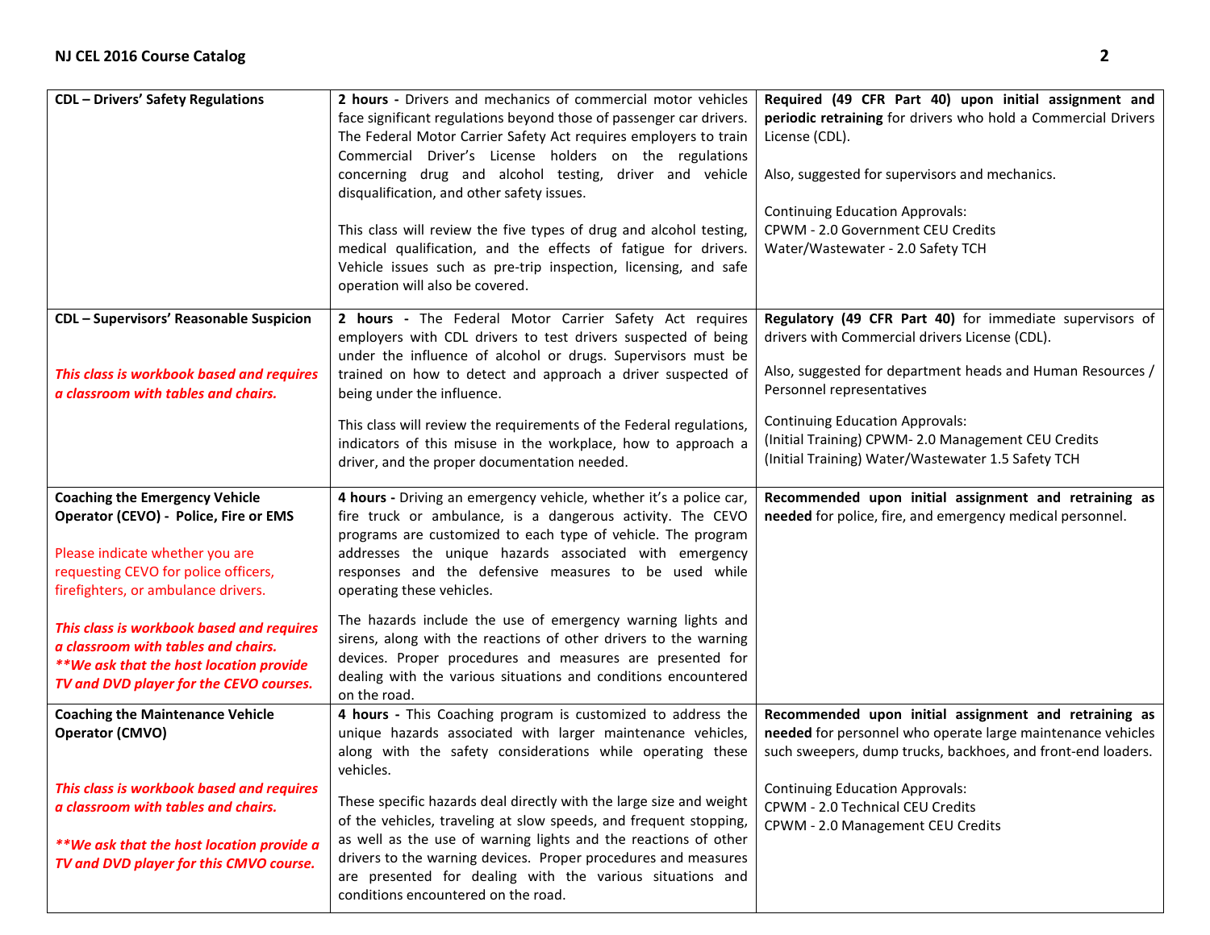| | | |
|---|---|---|
| **CDL – Drivers' Safety Regulations** | **2 hours -** Drivers and mechanics of commercial motor vehicles face significant regulations beyond those of passenger car drivers. The Federal Motor Carrier Safety Act requires employers to train Commercial Driver's License holders on the regulations concerning drug and alcohol testing, driver and vehicle disqualification, and other safety issues.<br><br>This class will review the five types of drug and alcohol testing, medical qualification, and the effects of fatigue for drivers. Vehicle issues such as pre-trip inspection, licensing, and safe operation will also be covered. | **Required (49 CFR Part 40) upon initial assignment and periodic retraining** for drivers who hold a Commercial Drivers License (CDL).<br><br>Also, suggested for supervisors and mechanics.<br><br>Continuing Education Approvals:<br>CPWM - 2.0 Government CEU Credits<br>Water/Wastewater - 2.0 Safety TCH |
| **CDL – Supervisors' Reasonable Suspicion**<br><br>***This class is workbook based and requires a classroom with tables and chairs.*** | **2 hours -** The Federal Motor Carrier Safety Act requires employers with CDL drivers to test drivers suspected of being under the influence of alcohol or drugs. Supervisors must be trained on how to detect and approach a driver suspected of being under the influence.<br><br>This class will review the requirements of the Federal regulations, indicators of this misuse in the workplace, how to approach a driver, and the proper documentation needed. | **Regulatory (49 CFR Part 40)** for immediate supervisors of drivers with Commercial drivers License (CDL).<br><br>Also, suggested for department heads and Human Resources / Personnel representatives<br><br>Continuing Education Approvals:<br>(Initial Training) CPWM- 2.0 Management CEU Credits<br>(Initial Training) Water/Wastewater 1.5 Safety TCH |
| **Coaching the Emergency Vehicle Operator (CEVO) - Police, Fire or EMS**<br><br>Please indicate whether you are requesting CEVO for police officers, firefighters, or ambulance drivers.<br><br>***This class is workbook based and requires a classroom with tables and chairs.***<br>***\*\*We ask that the host location provide TV and DVD player for the CEVO courses.*** | **4 hours -** Driving an emergency vehicle, whether it's a police car, fire truck or ambulance, is a dangerous activity. The CEVO programs are customized to each type of vehicle. The program addresses the unique hazards associated with emergency responses and the defensive measures to be used while operating these vehicles.<br><br>The hazards include the use of emergency warning lights and sirens, along with the reactions of other drivers to the warning devices. Proper procedures and measures are presented for dealing with the various situations and conditions encountered on the road. | **Recommended upon initial assignment and retraining as needed** for police, fire, and emergency medical personnel. |
| **Coaching the Maintenance Vehicle Operator (CMVO)**<br><br>***This class is workbook based and requires a classroom with tables and chairs.***<br><br>***\*\*We ask that the host location provide a TV and DVD player for this CMVO course.*** | **4 hours -** This Coaching program is customized to address the unique hazards associated with larger maintenance vehicles, along with the safety considerations while operating these vehicles.<br><br>These specific hazards deal directly with the large size and weight of the vehicles, traveling at slow speeds, and frequent stopping, as well as the use of warning lights and the reactions of other drivers to the warning devices. Proper procedures and measures are presented for dealing with the various situations and conditions encountered on the road. | **Recommended upon initial assignment and retraining as needed** for personnel who operate large maintenance vehicles such sweepers, dump trucks, backhoes, and front-end loaders.<br><br>Continuing Education Approvals:<br>CPWM - 2.0 Technical CEU Credits<br>CPWM - 2.0 Management CEU Credits |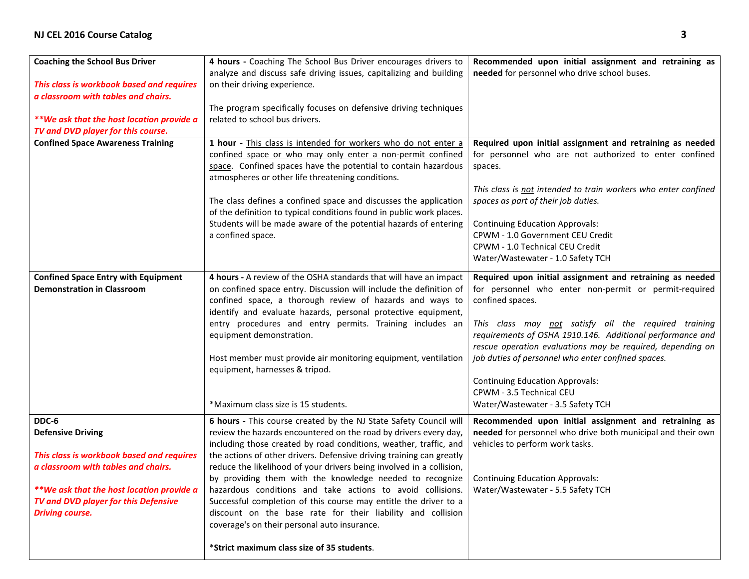| | | |
|---|---|---|
| **Coaching the School Bus Driver**<br><br>***This class is workbook based and requires a classroom with tables and chairs.***<br><br>*****We ask that the host location provide a TV and DVD player for this course.*** | **4 hours -** Coaching The School Bus Driver encourages drivers to analyze and discuss safe driving issues, capitalizing and building on their driving experience.<br><br>The program specifically focuses on defensive driving techniques related to school bus drivers. | **Recommended upon initial assignment and retraining as needed** for personnel who drive school buses. |
| **Confined Space Awareness Training** | **1 hour -** This class is intended for workers who do not enter a confined space or who may only enter a non-permit confined space. Confined spaces have the potential to contain hazardous atmospheres or other life threatening conditions.<br><br>The class defines a confined space and discusses the application of the definition to typical conditions found in public work places. Students will be made aware of the potential hazards of entering a confined space. | **Required upon initial assignment and retraining as needed** for personnel who are not authorized to enter confined spaces.<br><br>*This class is not intended to train workers who enter confined spaces as part of their job duties.*<br><br>Continuing Education Approvals:<br>CPWM - 1.0 Government CEU Credit<br>CPWM - 1.0 Technical CEU Credit<br>Water/Wastewater - 1.0 Safety TCH |
| **Confined Space Entry with Equipment Demonstration in Classroom** | **4 hours -** A review of the OSHA standards that will have an impact on confined space entry. Discussion will include the definition of confined space, a thorough review of hazards and ways to identify and evaluate hazards, personal protective equipment, entry procedures and entry permits. Training includes an equipment demonstration.<br><br>Host member must provide air monitoring equipment, ventilation equipment, harnesses & tripod.<br><br>*Maximum class size is 15 students. | **Required upon initial assignment and retraining as needed** for personnel who enter non-permit or permit-required confined spaces.<br><br>*This class may not satisfy all the required training requirements of OSHA 1910.146. Additional performance and rescue operation evaluations may be required, depending on job duties of personnel who enter confined spaces.*<br><br>Continuing Education Approvals:<br>CPWM - 3.5 Technical CEU<br>Water/Wastewater - 3.5 Safety TCH |
| **DDC-6**<br>**Defensive Driving**<br><br>***This class is workbook based and requires a classroom with tables and chairs.***<br><br>*****We ask that the host location provide a TV and DVD player for this Defensive Driving course.*** | **6 hours -** This course created by the NJ State Safety Council will review the hazards encountered on the road by drivers every day, including those created by road conditions, weather, traffic, and the actions of other drivers. Defensive driving training can greatly reduce the likelihood of your drivers being involved in a collision, by providing them with the knowledge needed to recognize hazardous conditions and take actions to avoid collisions. Successful completion of this course may entitle the driver to a discount on the base rate for their liability and collision coverage's on their personal auto insurance.<br><br>***Strict maximum class size of 35 students**. | **Recommended upon initial assignment and retraining as needed** for personnel who drive both municipal and their own vehicles to perform work tasks.<br><br>Continuing Education Approvals:<br>Water/Wastewater - 5.5 Safety TCH |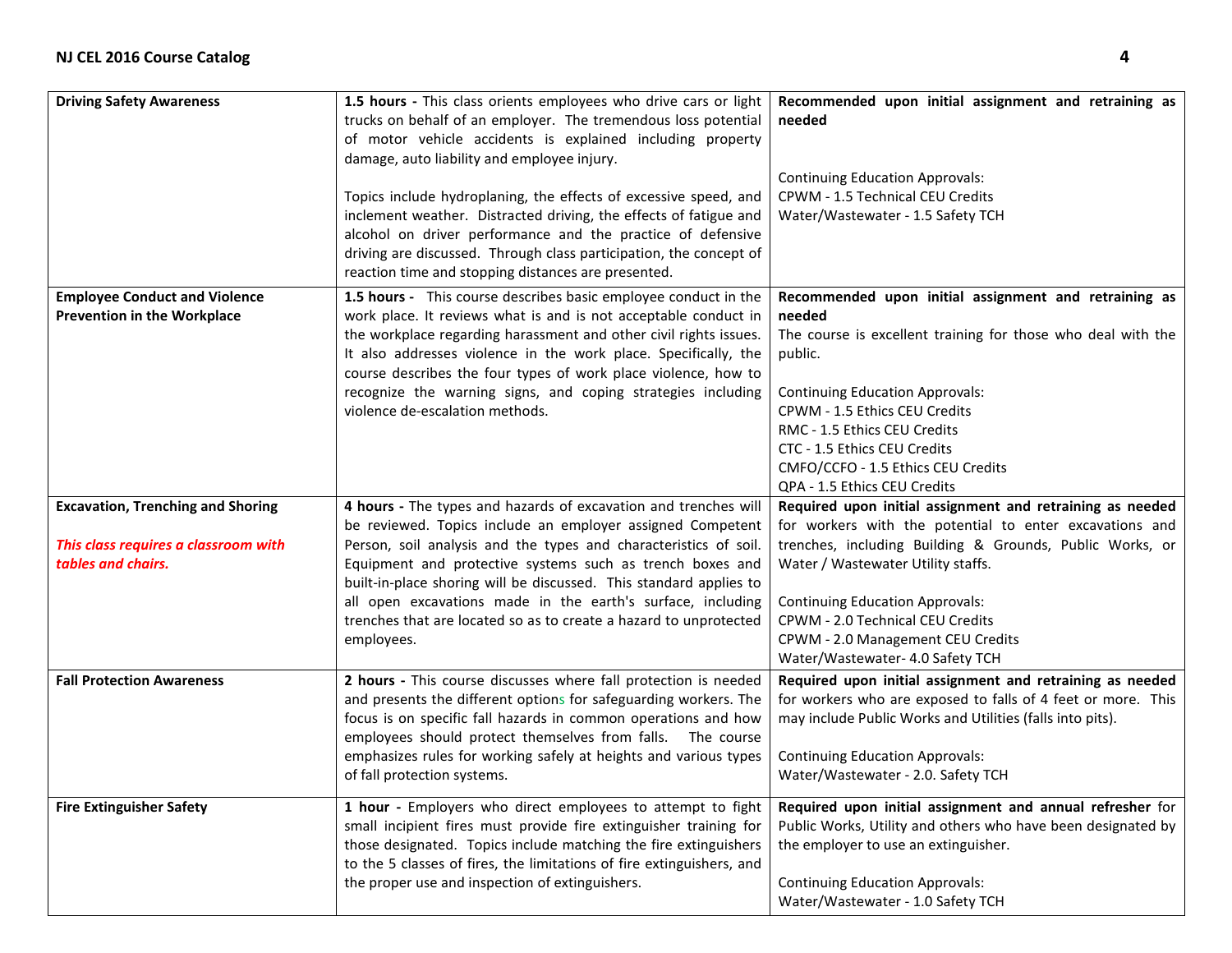| Course | Description | Recommendation / Continuing Education Approvals |
|---|---|---|
| **Driving Safety Awareness** | **1.5 hours -** This class orients employees who drive cars or light trucks on behalf of an employer. The tremendous loss potential of motor vehicle accidents is explained including property damage, auto liability and employee injury.<br><br>Topics include hydroplaning, the effects of excessive speed, and inclement weather. Distracted driving, the effects of fatigue and alcohol on driver performance and the practice of defensive driving are discussed. Through class participation, the concept of reaction time and stopping distances are presented. | **Recommended upon initial assignment and retraining as needed**<br><br>Continuing Education Approvals:<br>CPWM - 1.5 Technical CEU Credits<br>Water/Wastewater - 1.5 Safety TCH |
| **Employee Conduct and Violence Prevention in the Workplace** | **1.5 hours -** This course describes basic employee conduct in the work place. It reviews what is and is not acceptable conduct in the workplace regarding harassment and other civil rights issues. It also addresses violence in the work place. Specifically, the course describes the four types of work place violence, how to recognize the warning signs, and coping strategies including violence de-escalation methods. | **Recommended upon initial assignment and retraining as needed**<br>The course is excellent training for those who deal with the public.<br><br>Continuing Education Approvals:<br>CPWM - 1.5 Ethics CEU Credits<br>RMC - 1.5 Ethics CEU Credits<br>CTC - 1.5 Ethics CEU Credits<br>CMFO/CCFO - 1.5 Ethics CEU Credits<br>QPA - 1.5 Ethics CEU Credits |
| **Excavation, Trenching and Shoring**<br><br>***This class requires a classroom with tables and chairs.*** | **4 hours -** The types and hazards of excavation and trenches will be reviewed. Topics include an employer assigned Competent Person, soil analysis and the types and characteristics of soil. Equipment and protective systems such as trench boxes and built-in-place shoring will be discussed. This standard applies to all open excavations made in the earth's surface, including trenches that are located so as to create a hazard to unprotected employees. | **Required upon initial assignment and retraining as needed** for workers with the potential to enter excavations and trenches, including Building & Grounds, Public Works, or Water / Wastewater Utility staffs.<br><br>Continuing Education Approvals:<br>CPWM - 2.0 Technical CEU Credits<br>CPWM - 2.0 Management CEU Credits<br>Water/Wastewater- 4.0 Safety TCH |
| **Fall Protection Awareness** | **2 hours -** This course discusses where fall protection is needed and presents the different options for safeguarding workers. The focus is on specific fall hazards in common operations and how employees should protect themselves from falls. The course emphasizes rules for working safely at heights and various types of fall protection systems. | **Required upon initial assignment and retraining as needed** for workers who are exposed to falls of 4 feet or more. This may include Public Works and Utilities (falls into pits).<br><br>Continuing Education Approvals:<br>Water/Wastewater - 2.0. Safety TCH |
| **Fire Extinguisher Safety** | **1 hour -** Employers who direct employees to attempt to fight small incipient fires must provide fire extinguisher training for those designated. Topics include matching the fire extinguishers to the 5 classes of fires, the limitations of fire extinguishers, and the proper use and inspection of extinguishers. | **Required upon initial assignment and annual refresher** for Public Works, Utility and others who have been designated by the employer to use an extinguisher.<br><br>Continuing Education Approvals:<br>Water/Wastewater - 1.0 Safety TCH |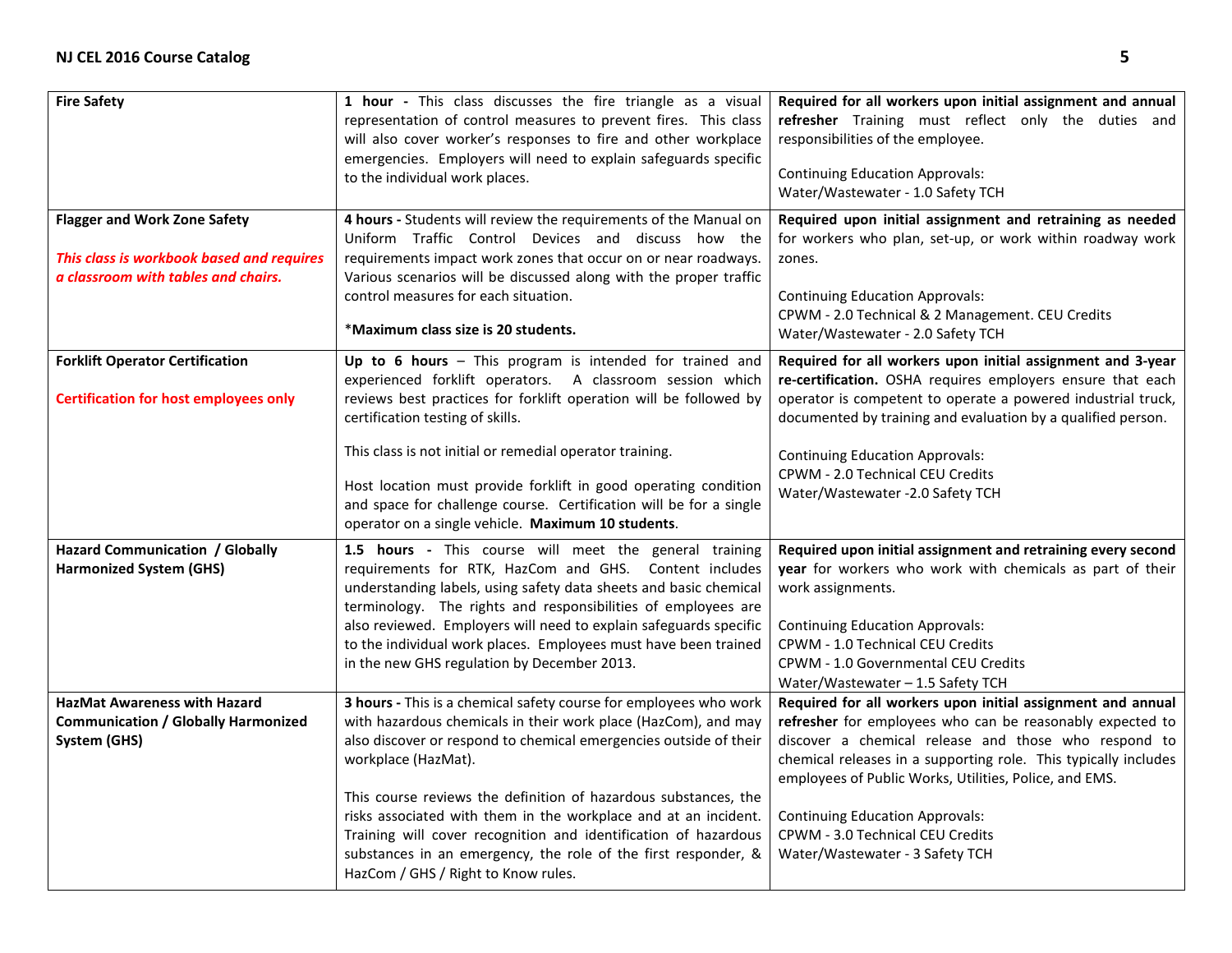| | | |
|---|---|---|
| **Fire Safety** | **1 hour -** This class discusses the fire triangle as a visual representation of control measures to prevent fires. This class will also cover worker's responses to fire and other workplace emergencies. Employers will need to explain safeguards specific to the individual work places. | **Required for all workers upon initial assignment and annual refresher** Training must reflect only the duties and responsibilities of the employee.<br><br>Continuing Education Approvals:<br>Water/Wastewater - 1.0 Safety TCH |
| **Flagger and Work Zone Safety**<br><br>***This class is workbook based and requires a classroom with tables and chairs.*** | **4 hours -** Students will review the requirements of the Manual on Uniform Traffic Control Devices and discuss how the requirements impact work zones that occur on or near roadways. Various scenarios will be discussed along with the proper traffic control measures for each situation.<br><br>\***Maximum class size is 20 students.** | **Required upon initial assignment and retraining as needed** for workers who plan, set-up, or work within roadway work zones.<br><br>Continuing Education Approvals:<br>CPWM - 2.0 Technical & 2 Management. CEU Credits<br>Water/Wastewater - 2.0 Safety TCH |
| **Forklift Operator Certification**<br><br>**Certification for host employees only** | **Up to 6 hours** – This program is intended for trained and experienced forklift operators. A classroom session which reviews best practices for forklift operation will be followed by certification testing of skills.<br><br>This class is not initial or remedial operator training.<br><br>Host location must provide forklift in good operating condition and space for challenge course. Certification will be for a single operator on a single vehicle. **Maximum 10 students**. | **Required for all workers upon initial assignment and 3-year re-certification.** OSHA requires employers ensure that each operator is competent to operate a powered industrial truck, documented by training and evaluation by a qualified person.<br><br>Continuing Education Approvals:<br>CPWM - 2.0 Technical CEU Credits<br>Water/Wastewater -2.0 Safety TCH |
| **Hazard Communication / Globally Harmonized System (GHS)** | **1.5 hours -** This course will meet the general training requirements for RTK, HazCom and GHS. Content includes understanding labels, using safety data sheets and basic chemical terminology. The rights and responsibilities of employees are also reviewed. Employers will need to explain safeguards specific to the individual work places. Employees must have been trained in the new GHS regulation by December 2013. | **Required upon initial assignment and retraining every second year** for workers who work with chemicals as part of their work assignments.<br><br>Continuing Education Approvals:<br>CPWM - 1.0 Technical CEU Credits<br>CPWM - 1.0 Governmental CEU Credits<br>Water/Wastewater – 1.5 Safety TCH |
| **HazMat Awareness with Hazard Communication / Globally Harmonized System (GHS)** | **3 hours -** This is a chemical safety course for employees who work with hazardous chemicals in their work place (HazCom), and may also discover or respond to chemical emergencies outside of their workplace (HazMat).<br><br>This course reviews the definition of hazardous substances, the risks associated with them in the workplace and at an incident. Training will cover recognition and identification of hazardous substances in an emergency, the role of the first responder, & HazCom / GHS / Right to Know rules. | **Required for all workers upon initial assignment and annual refresher** for employees who can be reasonably expected to discover a chemical release and those who respond to chemical releases in a supporting role. This typically includes employees of Public Works, Utilities, Police, and EMS.<br><br>Continuing Education Approvals:<br>CPWM - 3.0 Technical CEU Credits<br>Water/Wastewater - 3 Safety TCH |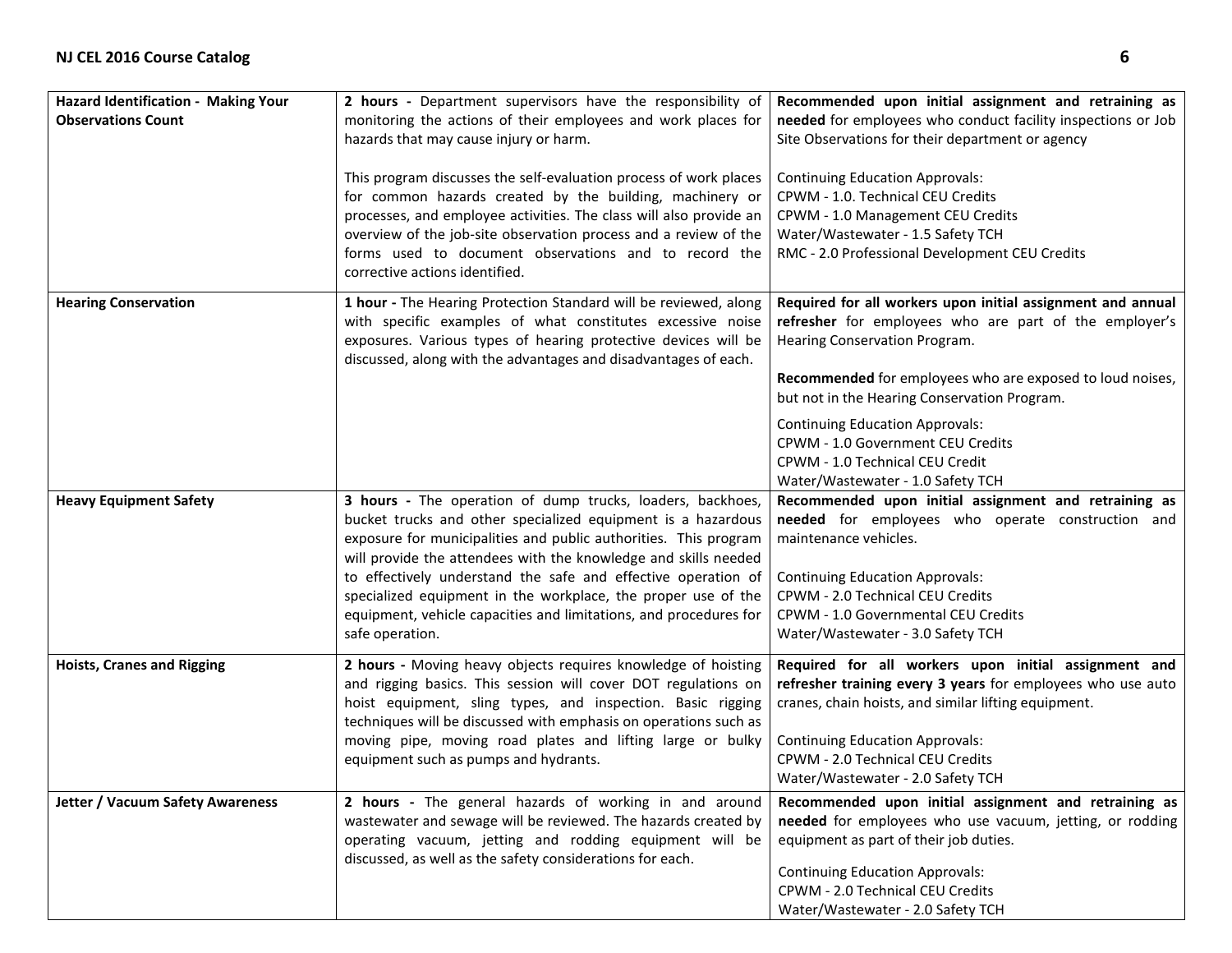| | | |
|---|---|---|
| **Hazard Identification - Making Your Observations Count** | **2 hours -** Department supervisors have the responsibility of monitoring the actions of their employees and work places for hazards that may cause injury or harm.<br><br>This program discusses the self-evaluation process of work places for common hazards created by the building, machinery or processes, and employee activities. The class will also provide an overview of the job-site observation process and a review of the forms used to document observations and to record the corrective actions identified. | **Recommended upon initial assignment and retraining as needed** for employees who conduct facility inspections or Job Site Observations for their department or agency<br><br>Continuing Education Approvals:<br>CPWM - 1.0. Technical CEU Credits<br>CPWM - 1.0 Management CEU Credits<br>Water/Wastewater - 1.5 Safety TCH<br>RMC - 2.0 Professional Development CEU Credits |
| **Hearing Conservation** | **1 hour -** The Hearing Protection Standard will be reviewed, along with specific examples of what constitutes excessive noise exposures. Various types of hearing protective devices will be discussed, along with the advantages and disadvantages of each. | **Required for all workers upon initial assignment and annual refresher** for employees who are part of the employer's Hearing Conservation Program.<br><br>**Recommended** for employees who are exposed to loud noises, but not in the Hearing Conservation Program.<br><br>Continuing Education Approvals:<br>CPWM - 1.0 Government CEU Credits<br>CPWM - 1.0 Technical CEU Credit<br>Water/Wastewater - 1.0 Safety TCH |
| **Heavy Equipment Safety** | **3 hours -** The operation of dump trucks, loaders, backhoes, bucket trucks and other specialized equipment is a hazardous exposure for municipalities and public authorities. This program will provide the attendees with the knowledge and skills needed to effectively understand the safe and effective operation of specialized equipment in the workplace, the proper use of the equipment, vehicle capacities and limitations, and procedures for safe operation. | **Recommended upon initial assignment and retraining as needed** for employees who operate construction and maintenance vehicles.<br><br>Continuing Education Approvals:<br>CPWM - 2.0 Technical CEU Credits<br>CPWM - 1.0 Governmental CEU Credits<br>Water/Wastewater - 3.0 Safety TCH |
| **Hoists, Cranes and Rigging** | **2 hours -** Moving heavy objects requires knowledge of hoisting and rigging basics. This session will cover DOT regulations on hoist equipment, sling types, and inspection. Basic rigging techniques will be discussed with emphasis on operations such as moving pipe, moving road plates and lifting large or bulky equipment such as pumps and hydrants. | **Required for all workers upon initial assignment and refresher training every 3 years** for employees who use auto cranes, chain hoists, and similar lifting equipment.<br><br>Continuing Education Approvals:<br>CPWM - 2.0 Technical CEU Credits<br>Water/Wastewater - 2.0 Safety TCH |
| **Jetter / Vacuum Safety Awareness** | **2 hours -** The general hazards of working in and around wastewater and sewage will be reviewed. The hazards created by operating vacuum, jetting and rodding equipment will be discussed, as well as the safety considerations for each. | **Recommended upon initial assignment and retraining as needed** for employees who use vacuum, jetting, or rodding equipment as part of their job duties.<br><br>Continuing Education Approvals:<br>CPWM - 2.0 Technical CEU Credits<br>Water/Wastewater - 2.0 Safety TCH |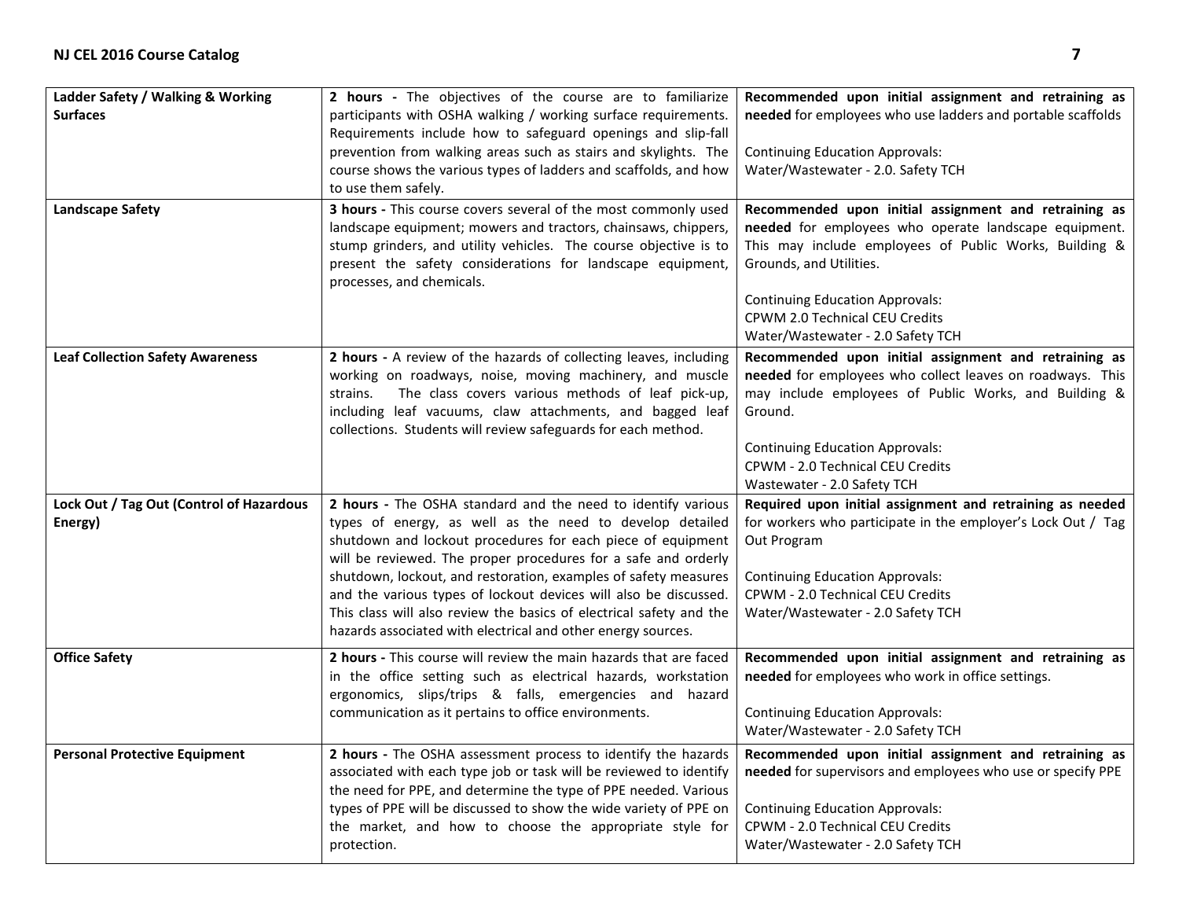| | | |
|---|---|---|
| **Ladder Safety / Walking & Working Surfaces** | **2 hours -** The objectives of the course are to familiarize participants with OSHA walking / working surface requirements. Requirements include how to safeguard openings and slip-fall prevention from walking areas such as stairs and skylights. The course shows the various types of ladders and scaffolds, and how to use them safely. | **Recommended upon initial assignment and retraining as needed** for employees who use ladders and portable scaffolds<br><br>Continuing Education Approvals:<br>Water/Wastewater - 2.0. Safety TCH |
| **Landscape Safety** | **3 hours -** This course covers several of the most commonly used landscape equipment; mowers and tractors, chainsaws, chippers, stump grinders, and utility vehicles. The course objective is to present the safety considerations for landscape equipment, processes, and chemicals. | **Recommended upon initial assignment and retraining as needed** for employees who operate landscape equipment. This may include employees of Public Works, Building & Grounds, and Utilities.<br><br>Continuing Education Approvals:<br>CPWM 2.0 Technical CEU Credits<br>Water/Wastewater - 2.0 Safety TCH |
| **Leaf Collection Safety Awareness** | **2 hours -** A review of the hazards of collecting leaves, including working on roadways, noise, moving machinery, and muscle strains. The class covers various methods of leaf pick-up, including leaf vacuums, claw attachments, and bagged leaf collections. Students will review safeguards for each method. | **Recommended upon initial assignment and retraining as needed** for employees who collect leaves on roadways. This may include employees of Public Works, and Building & Ground.<br><br>Continuing Education Approvals:<br>CPWM - 2.0 Technical CEU Credits<br>Wastewater - 2.0 Safety TCH |
| **Lock Out / Tag Out (Control of Hazardous Energy)** | **2 hours -** The OSHA standard and the need to identify various types of energy, as well as the need to develop detailed shutdown and lockout procedures for each piece of equipment will be reviewed. The proper procedures for a safe and orderly shutdown, lockout, and restoration, examples of safety measures and the various types of lockout devices will also be discussed. This class will also review the basics of electrical safety and the hazards associated with electrical and other energy sources. | **Required upon initial assignment and retraining as needed** for workers who participate in the employer's Lock Out / Tag Out Program<br><br>Continuing Education Approvals:<br>CPWM - 2.0 Technical CEU Credits<br>Water/Wastewater - 2.0 Safety TCH |
| **Office Safety** | **2 hours -** This course will review the main hazards that are faced in the office setting such as electrical hazards, workstation ergonomics, slips/trips & falls, emergencies and hazard communication as it pertains to office environments. | **Recommended upon initial assignment and retraining as needed** for employees who work in office settings.<br><br>Continuing Education Approvals:<br>Water/Wastewater - 2.0 Safety TCH |
| **Personal Protective Equipment** | **2 hours -** The OSHA assessment process to identify the hazards associated with each type job or task will be reviewed to identify the need for PPE, and determine the type of PPE needed. Various types of PPE will be discussed to show the wide variety of PPE on the market, and how to choose the appropriate style for protection. | **Recommended upon initial assignment and retraining as needed** for supervisors and employees who use or specify PPE<br><br>Continuing Education Approvals:<br>CPWM - 2.0 Technical CEU Credits<br>Water/Wastewater - 2.0 Safety TCH |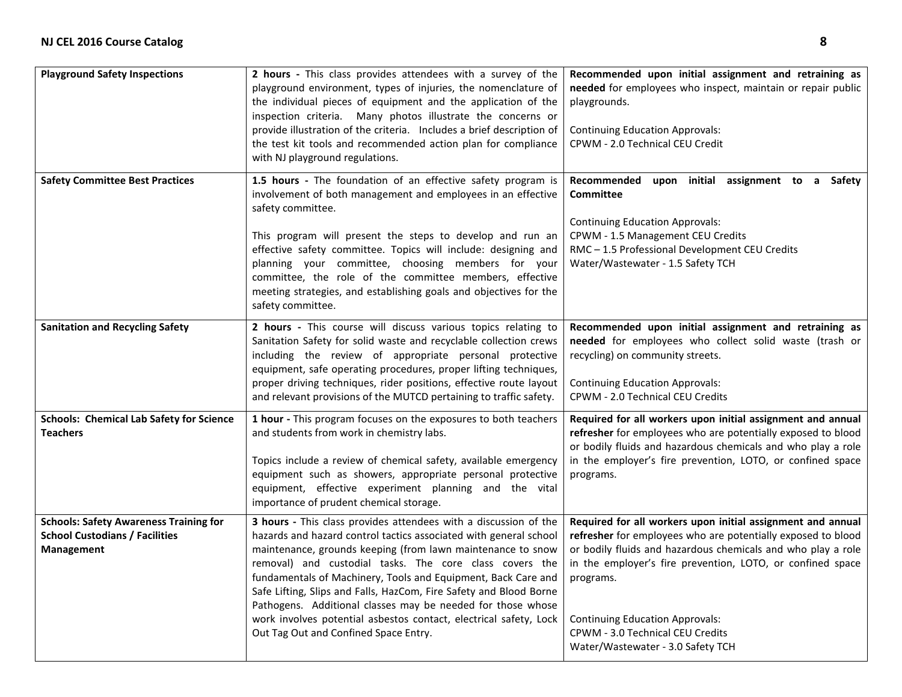| | | |
|---|---|---|
| **Playground Safety Inspections** | **2 hours -** This class provides attendees with a survey of the playground environment, types of injuries, the nomenclature of the individual pieces of equipment and the application of the inspection criteria. Many photos illustrate the concerns or provide illustration of the criteria. Includes a brief description of the test kit tools and recommended action plan for compliance with NJ playground regulations. | **Recommended upon initial assignment and retraining as needed** for employees who inspect, maintain or repair public playgrounds.<br><br>Continuing Education Approvals:<br>CPWM - 2.0 Technical CEU Credit |
| **Safety Committee Best Practices** | **1.5 hours -** The foundation of an effective safety program is involvement of both management and employees in an effective safety committee.<br><br>This program will present the steps to develop and run an effective safety committee. Topics will include: designing and planning your committee, choosing members for your committee, the role of the committee members, effective meeting strategies, and establishing goals and objectives for the safety committee. | **Recommended upon initial assignment to a Safety Committee**<br><br>Continuing Education Approvals:<br>CPWM - 1.5 Management CEU Credits<br>RMC – 1.5 Professional Development CEU Credits<br>Water/Wastewater - 1.5 Safety TCH |
| **Sanitation and Recycling Safety** | **2 hours -** This course will discuss various topics relating to Sanitation Safety for solid waste and recyclable collection crews including the review of appropriate personal protective equipment, safe operating procedures, proper lifting techniques, proper driving techniques, rider positions, effective route layout and relevant provisions of the MUTCD pertaining to traffic safety. | **Recommended upon initial assignment and retraining as needed** for employees who collect solid waste (trash or recycling) on community streets.<br><br>Continuing Education Approvals:<br>CPWM - 2.0 Technical CEU Credits |
| **Schools: Chemical Lab Safety for Science Teachers** | **1 hour -** This program focuses on the exposures to both teachers and students from work in chemistry labs.<br><br>Topics include a review of chemical safety, available emergency equipment such as showers, appropriate personal protective equipment, effective experiment planning and the vital importance of prudent chemical storage. | **Required for all workers upon initial assignment and annual refresher** for employees who are potentially exposed to blood or bodily fluids and hazardous chemicals and who play a role in the employer's fire prevention, LOTO, or confined space programs. |
| **Schools: Safety Awareness Training for School Custodians / Facilities Management** | **3 hours -** This class provides attendees with a discussion of the hazards and hazard control tactics associated with general school maintenance, grounds keeping (from lawn maintenance to snow removal) and custodial tasks. The core class covers the fundamentals of Machinery, Tools and Equipment, Back Care and Safe Lifting, Slips and Falls, HazCom, Fire Safety and Blood Borne Pathogens. Additional classes may be needed for those whose work involves potential asbestos contact, electrical safety, Lock Out Tag Out and Confined Space Entry. | **Required for all workers upon initial assignment and annual refresher** for employees who are potentially exposed to blood or bodily fluids and hazardous chemicals and who play a role in the employer's fire prevention, LOTO, or confined space programs.<br><br>Continuing Education Approvals:<br>CPWM - 3.0 Technical CEU Credits<br>Water/Wastewater - 3.0 Safety TCH |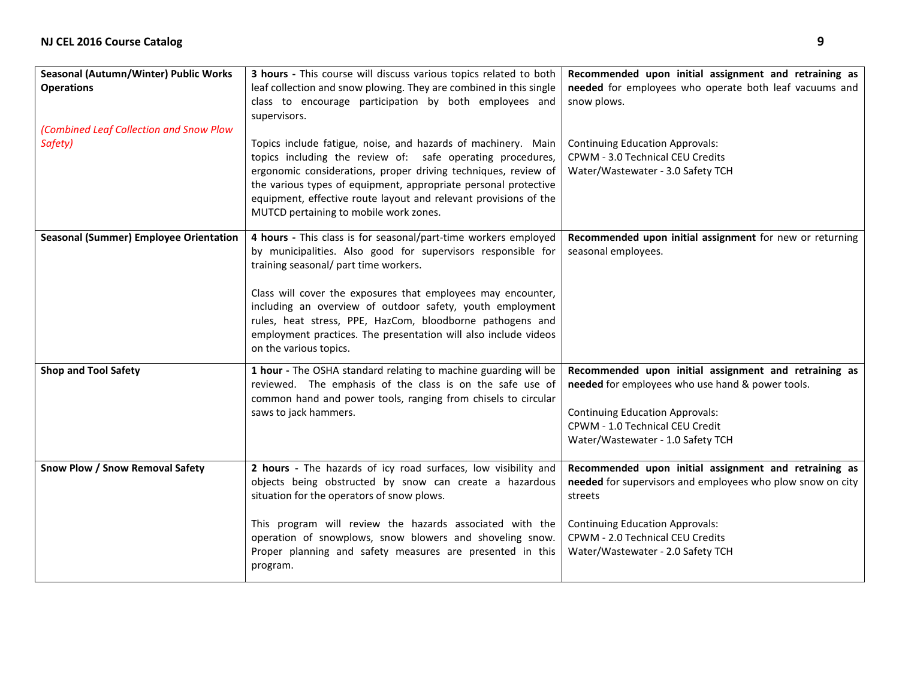| | | |
|---|---|---|
| **Seasonal (Autumn/Winter) Public Works Operations**<br><br>*(Combined Leaf Collection and Snow Plow Safety)* | **3 hours -** This course will discuss various topics related to both leaf collection and snow plowing. They are combined in this single class to encourage participation by both employees and supervisors.<br><br>Topics include fatigue, noise, and hazards of machinery. Main topics including the review of: safe operating procedures, ergonomic considerations, proper driving techniques, review of the various types of equipment, appropriate personal protective equipment, effective route layout and relevant provisions of the MUTCD pertaining to mobile work zones. | **Recommended upon initial assignment and retraining as needed** for employees who operate both leaf vacuums and snow plows.<br><br>Continuing Education Approvals:<br>CPWM - 3.0 Technical CEU Credits<br>Water/Wastewater - 3.0 Safety TCH |
| **Seasonal (Summer) Employee Orientation** | **4 hours -** This class is for seasonal/part-time workers employed by municipalities. Also good for supervisors responsible for training seasonal/ part time workers.<br><br>Class will cover the exposures that employees may encounter, including an overview of outdoor safety, youth employment rules, heat stress, PPE, HazCom, bloodborne pathogens and employment practices. The presentation will also include videos on the various topics. | **Recommended upon initial assignment** for new or returning seasonal employees. |
| **Shop and Tool Safety** | **1 hour -** The OSHA standard relating to machine guarding will be reviewed. The emphasis of the class is on the safe use of common hand and power tools, ranging from chisels to circular saws to jack hammers. | **Recommended upon initial assignment and retraining as needed** for employees who use hand & power tools.<br><br>Continuing Education Approvals:<br>CPWM - 1.0 Technical CEU Credit<br>Water/Wastewater - 1.0 Safety TCH |
| **Snow Plow / Snow Removal Safety** | **2 hours -** The hazards of icy road surfaces, low visibility and objects being obstructed by snow can create a hazardous situation for the operators of snow plows.<br><br>This program will review the hazards associated with the operation of snowplows, snow blowers and shoveling snow. Proper planning and safety measures are presented in this program. | **Recommended upon initial assignment and retraining as needed** for supervisors and employees who plow snow on city streets<br><br>Continuing Education Approvals:<br>CPWM - 2.0 Technical CEU Credits<br>Water/Wastewater - 2.0 Safety TCH |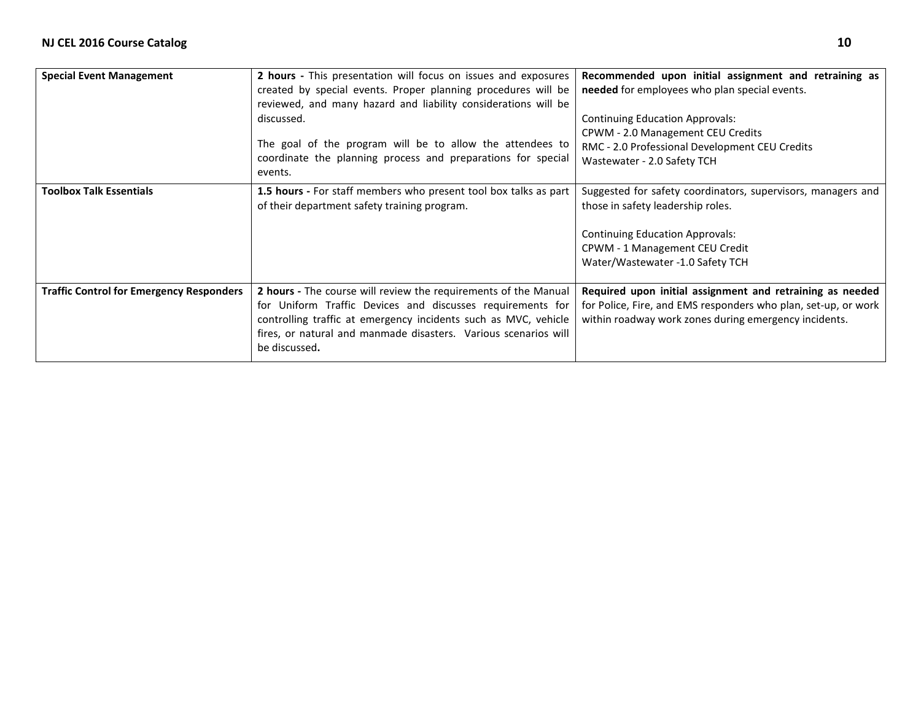| | | |
|---|---|---|
| **Special Event Management** | **2 hours -** This presentation will focus on issues and exposures created by special events. Proper planning procedures will be reviewed, and many hazard and liability considerations will be discussed.<br><br>The goal of the program will be to allow the attendees to coordinate the planning process and preparations for special events. | **Recommended upon initial assignment and retraining as needed** for employees who plan special events.<br><br>Continuing Education Approvals:<br>CPWM - 2.0 Management CEU Credits<br>RMC - 2.0 Professional Development CEU Credits<br>Wastewater - 2.0 Safety TCH |
| **Toolbox Talk Essentials** | **1.5 hours -** For staff members who present tool box talks as part of their department safety training program. | Suggested for safety coordinators, supervisors, managers and those in safety leadership roles.<br><br>Continuing Education Approvals:<br>CPWM - 1 Management CEU Credit<br>Water/Wastewater -1.0 Safety TCH |
| **Traffic Control for Emergency Responders** | **2 hours -** The course will review the requirements of the Manual for Uniform Traffic Devices and discusses requirements for controlling traffic at emergency incidents such as MVC, vehicle fires, or natural and manmade disasters. Various scenarios will be discussed**.** | **Required upon initial assignment and retraining as needed** for Police, Fire, and EMS responders who plan, set-up, or work within roadway work zones during emergency incidents. |